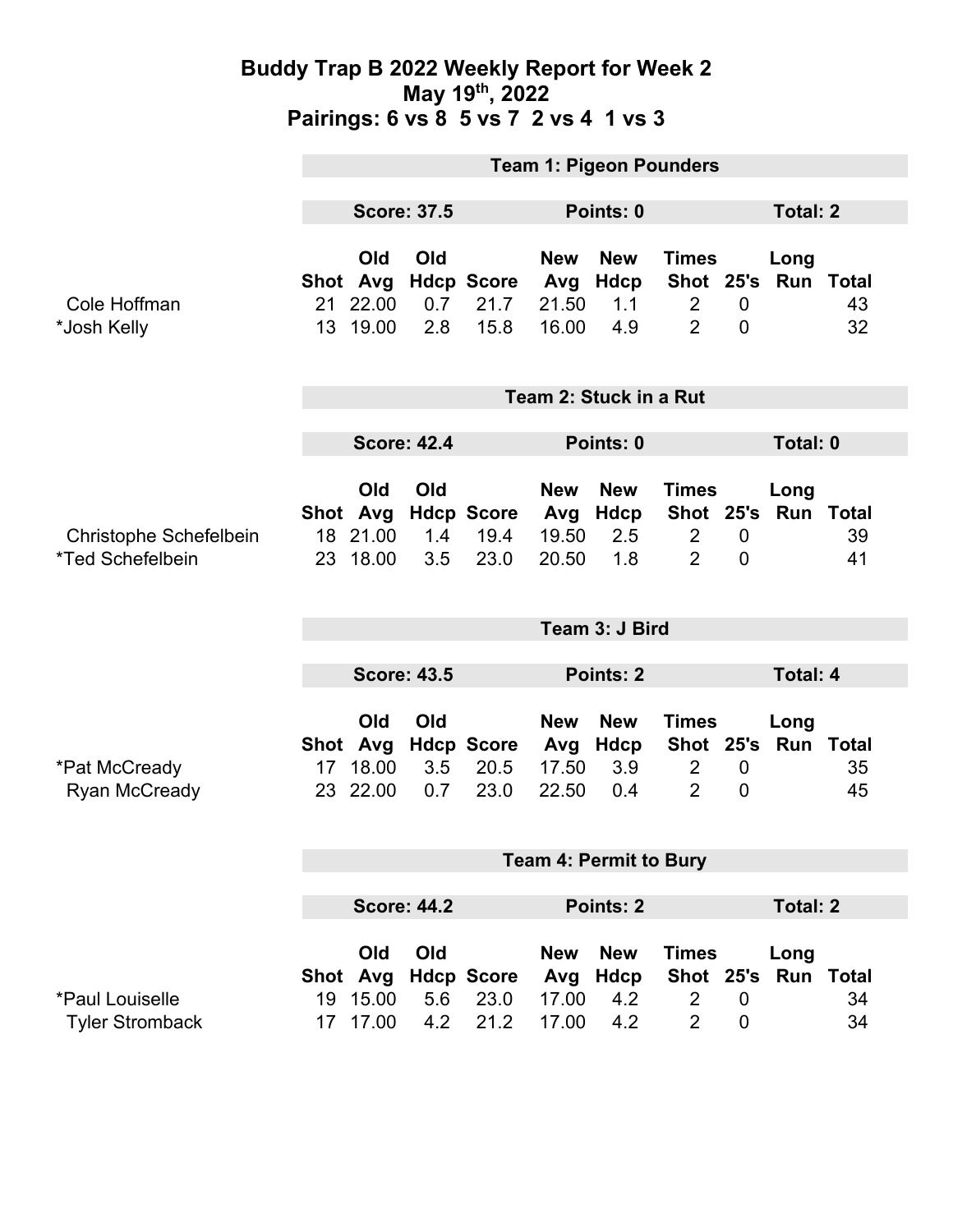# Buddy Trap B 2022 Weekly Report for Week 2

## May 19th, 2022

## Pairings: 6 vs 8  5 vs 7  2 vs 4  1 vs 3

### Team 1: Pigeon Pounders

**Score: 37.5** | **Points: 0** | **Total: 2**

| | Shot | Old Avg | Old Hdcp | Score | New Avg | New Hdcp | Times Shot | 25's | Long Run | Total |
|---|---|---|---|---|---|---|---|---|---|---|
| Cole Hoffman | 21 | 22.00 | 0.7 | 21.7 | 21.50 | 1.1 | 2 | 0 | | 43 |
| *Josh Kelly | 13 | 19.00 | 2.8 | 15.8 | 16.00 | 4.9 | 2 | 0 | | 32 |

### Team 2: Stuck in a Rut

**Score: 42.4** | **Points: 0** | **Total: 0**

| | Shot | Old Avg | Old Hdcp | Score | New Avg | New Hdcp | Times Shot | 25's | Long Run | Total |
|---|---|---|---|---|---|---|---|---|---|---|
| Christophe Schefelbein | 18 | 21.00 | 1.4 | 19.4 | 19.50 | 2.5 | 2 | 0 | | 39 |
| *Ted Schefelbein | 23 | 18.00 | 3.5 | 23.0 | 20.50 | 1.8 | 2 | 0 | | 41 |

### Team 3: J Bird

**Score: 43.5** | **Points: 2** | **Total: 4**

| | Shot | Old Avg | Old Hdcp | Score | New Avg | New Hdcp | Times Shot | 25's | Long Run | Total |
|---|---|---|---|---|---|---|---|---|---|---|
| *Pat McCready | 17 | 18.00 | 3.5 | 20.5 | 17.50 | 3.9 | 2 | 0 | | 35 |
| Ryan McCready | 23 | 22.00 | 0.7 | 23.0 | 22.50 | 0.4 | 2 | 0 | | 45 |

### Team 4: Permit to Bury

**Score: 44.2** | **Points: 2** | **Total: 2**

| | Shot | Old Avg | Old Hdcp | Score | New Avg | New Hdcp | Times Shot | 25's | Long Run | Total |
|---|---|---|---|---|---|---|---|---|---|---|
| *Paul Louiselle | 19 | 15.00 | 5.6 | 23.0 | 17.00 | 4.2 | 2 | 0 | | 34 |
| Tyler Stromback | 17 | 17.00 | 4.2 | 21.2 | 17.00 | 4.2 | 2 | 0 | | 34 |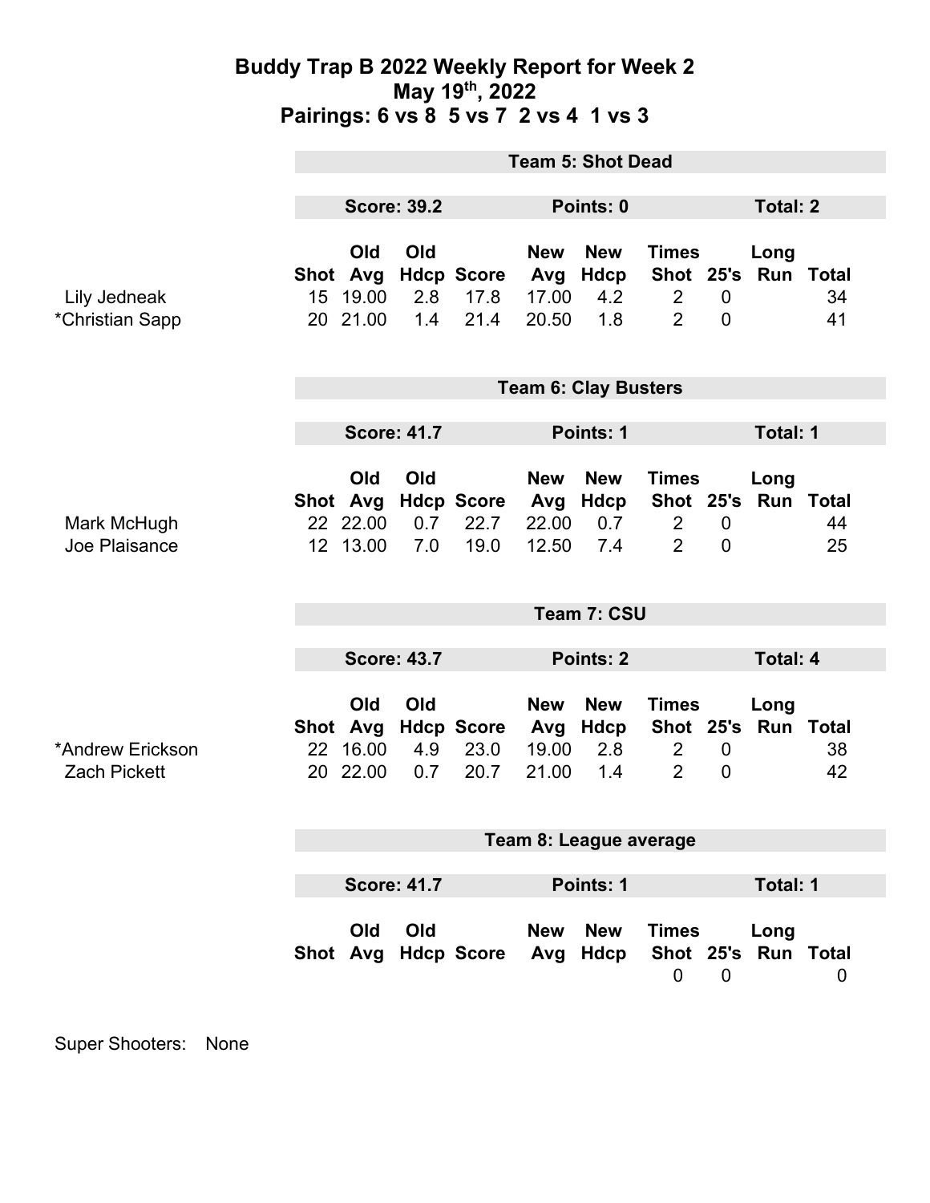# Buddy Trap B 2022 Weekly Report for Week 2
## May 19th, 2022
## Pairings: 6 vs 8 5 vs 7 2 vs 4 1 vs 3

### Team 5: Shot Dead

**Score: 39.2** | **Points: 0** | **Total: 2**

| | Shot | Old Avg | Old Hdcp | Score | New Avg | New Hdcp | Times Shot | 25's | Long Run | Total |
|---|---|---|---|---|---|---|---|---|---|---|
| Lily Jedneak | 15 | 19.00 | 2.8 | 17.8 | 17.00 | 4.2 | 2 | 0 | | 34 |
| *Christian Sapp | 20 | 21.00 | 1.4 | 21.4 | 20.50 | 1.8 | 2 | 0 | | 41 |

### Team 6: Clay Busters

**Score: 41.7** | **Points: 1** | **Total: 1**

| | Shot | Old Avg | Old Hdcp | Score | New Avg | New Hdcp | Times Shot | 25's | Long Run | Total |
|---|---|---|---|---|---|---|---|---|---|---|
| Mark McHugh | 22 | 22.00 | 0.7 | 22.7 | 22.00 | 0.7 | 2 | 0 | | 44 |
| Joe Plaisance | 12 | 13.00 | 7.0 | 19.0 | 12.50 | 7.4 | 2 | 0 | | 25 |

### Team 7: CSU

**Score: 43.7** | **Points: 2** | **Total: 4**

| | Shot | Old Avg | Old Hdcp | Score | New Avg | New Hdcp | Times Shot | 25's | Long Run | Total |
|---|---|---|---|---|---|---|---|---|---|---|
| *Andrew Erickson | 22 | 16.00 | 4.9 | 23.0 | 19.00 | 2.8 | 2 | 0 | | 38 |
| Zach Pickett | 20 | 22.00 | 0.7 | 20.7 | 21.00 | 1.4 | 2 | 0 | | 42 |

### Team 8: League average

**Score: 41.7** | **Points: 1** | **Total: 1**

| | Shot | Old Avg | Old Hdcp | Score | New Avg | New Hdcp | Times Shot | 25's | Long Run | Total |
|---|---|---|---|---|---|---|---|---|---|---|
| | | | | | | | 0 | 0 | | 0 |

Super Shooters: None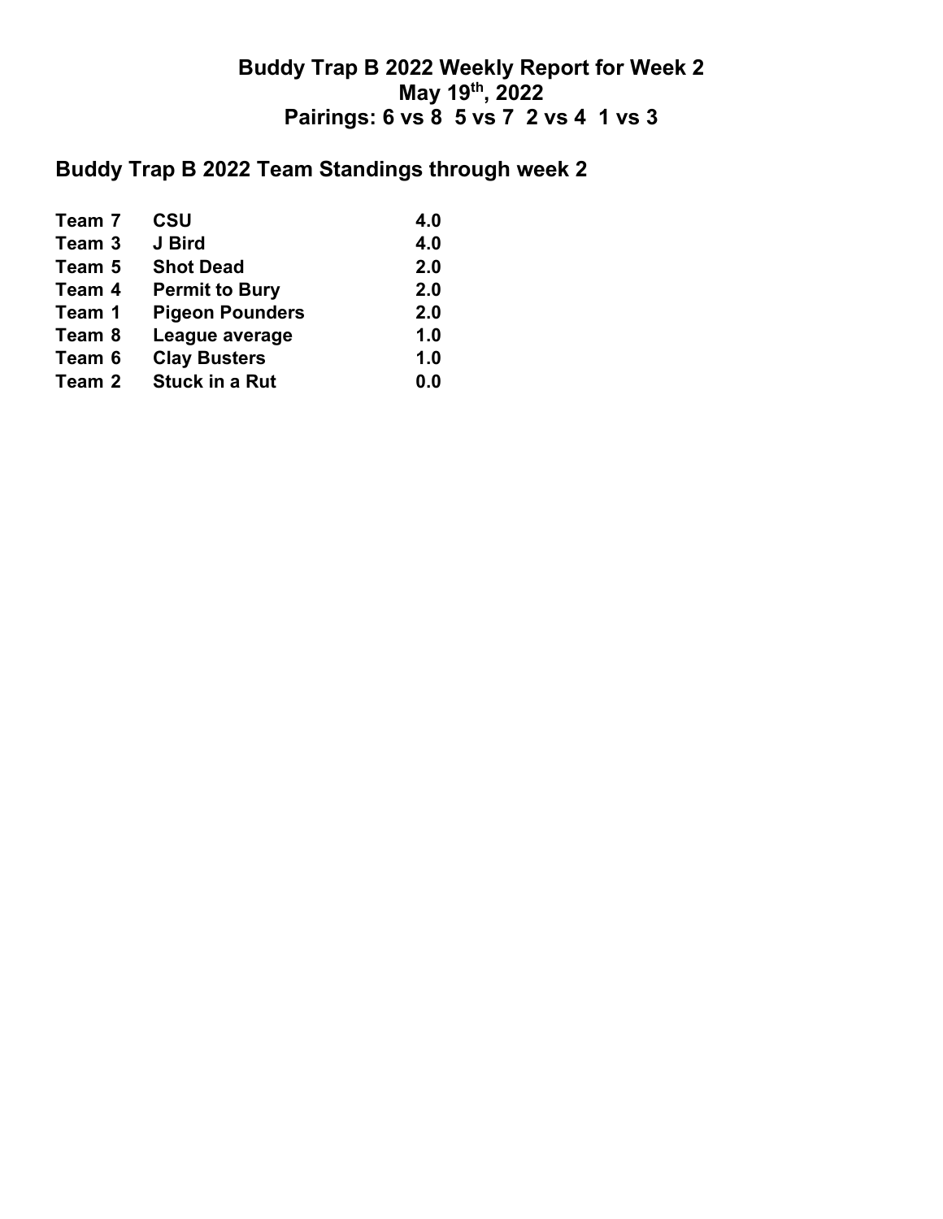# Buddy Trap B 2022 Weekly Report for Week 2

## May 19th, 2022

## Pairings: 6 vs 8  5 vs 7  2 vs 4  1 vs 3

## Buddy Trap B 2022 Team Standings through week 2

| | | |
|---|---|---|
| **Team 7** | **CSU** | **4.0** |
| **Team 3** | **J Bird** | **4.0** |
| **Team 5** | **Shot Dead** | **2.0** |
| **Team 4** | **Permit to Bury** | **2.0** |
| **Team 1** | **Pigeon Pounders** | **2.0** |
| **Team 8** | **League average** | **1.0** |
| **Team 6** | **Clay Busters** | **1.0** |
| **Team 2** | **Stuck in a Rut** | **0.0** |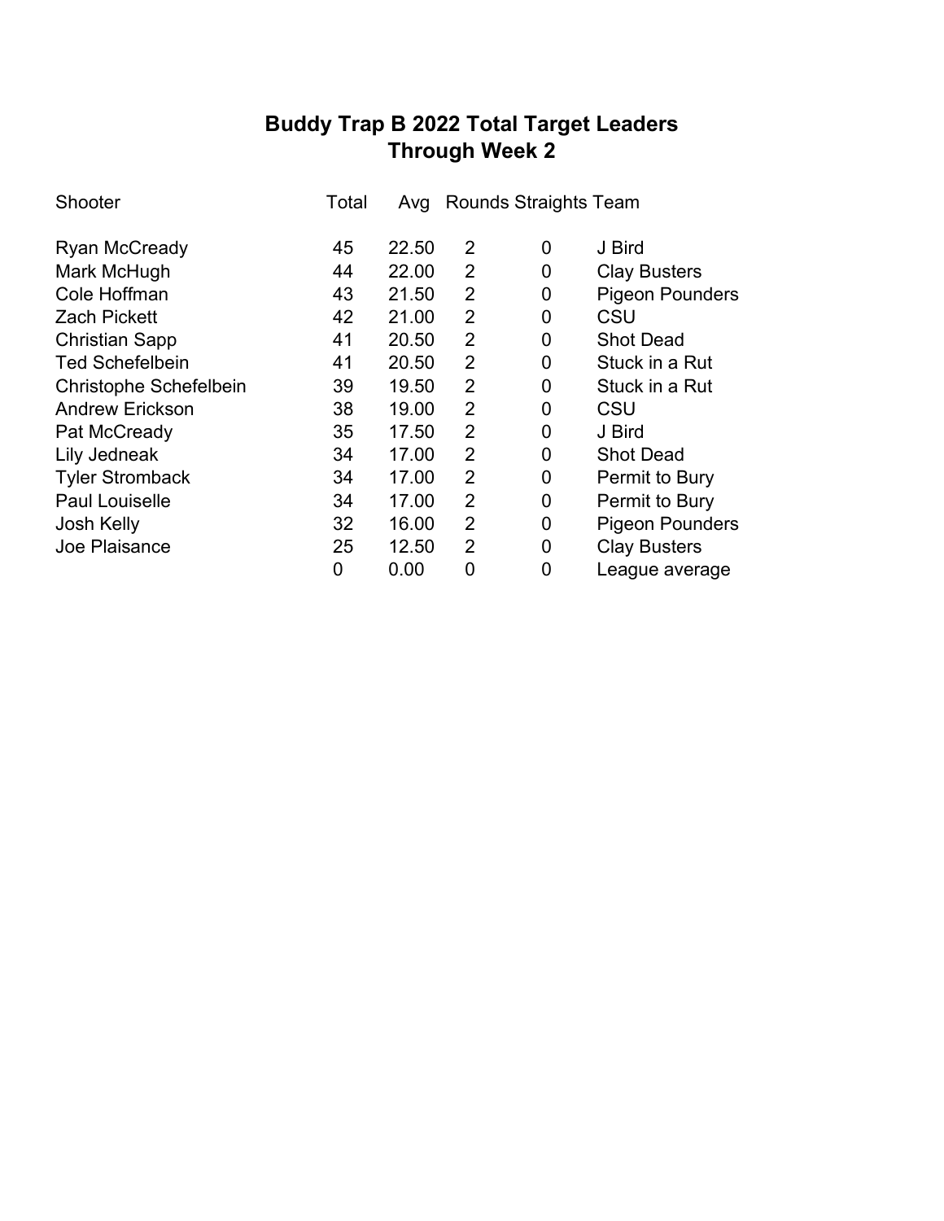# Buddy Trap B 2022 Total Target Leaders
## Through Week 2

| Shooter | Total | Avg | Rounds | Straights | Team |
|---|---|---|---|---|---|
| Ryan McCready | 45 | 22.50 | 2 | 0 | J Bird |
| Mark McHugh | 44 | 22.00 | 2 | 0 | Clay Busters |
| Cole Hoffman | 43 | 21.50 | 2 | 0 | Pigeon Pounders |
| Zach Pickett | 42 | 21.00 | 2 | 0 | CSU |
| Christian Sapp | 41 | 20.50 | 2 | 0 | Shot Dead |
| Ted Schefelbein | 41 | 20.50 | 2 | 0 | Stuck in a Rut |
| Christophe Schefelbein | 39 | 19.50 | 2 | 0 | Stuck in a Rut |
| Andrew Erickson | 38 | 19.00 | 2 | 0 | CSU |
| Pat McCready | 35 | 17.50 | 2 | 0 | J Bird |
| Lily Jedneak | 34 | 17.00 | 2 | 0 | Shot Dead |
| Tyler Stromback | 34 | 17.00 | 2 | 0 | Permit to Bury |
| Paul Louiselle | 34 | 17.00 | 2 | 0 | Permit to Bury |
| Josh Kelly | 32 | 16.00 | 2 | 0 | Pigeon Pounders |
| Joe Plaisance | 25 | 12.50 | 2 | 0 | Clay Busters |
| | 0 | 0.00 | 0 | 0 | League average |